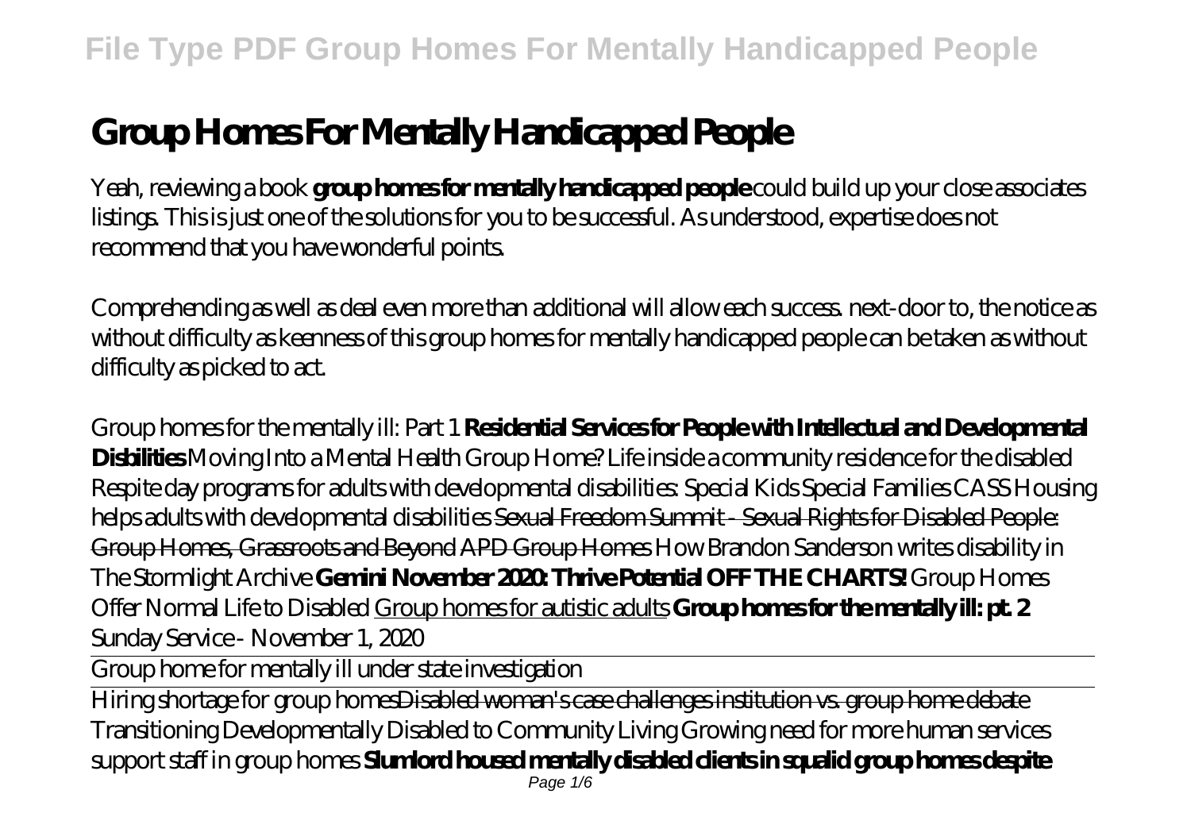# Group Homes For Mentally Handicapped People

Yeah, reviewing a book **group homes for mentally handicapped people** could build up your close associates listings. This is just one of the solutions for you to be successful. As understood, expertise does not recommend that you have wonderful points.

Comprehending as well as deal even more than additional will allow each success. next-door to, the notice as without difficulty as keenness of this group homes for mentally handicapped people can be taken as without difficulty as picked to act.

*Group homes for the mentally ill: Part 1* **Residential Services for People with Intellectual and Developmental Disbilities** *Moving Into a Mental Health Group Home? Life inside a community residence for the disabled Respite day programs for adults with developmental disabilities: Special Kids Special Families CASS Housing helps adults with developmental disabilities* Sexual Freedom Summit - Sexual Rights for Disabled People: Group Homes, Grassroots and Beyond APD Group Homes *How Brandon Sanderson writes disability in The Stormlight Archive* **Gemini November 2020: Thrive Potential OFF THE CHARTS!** *Group Homes Offer Normal Life to Disabled* Group homes for autistic adults **Group homes for the mentally ill: pt. 2** *Sunday Service - November 1, 2020*

Group home for mentally ill under state investigation

Hiring shortage for group homesDisabled woman's case challenges institution vs. group home debate *Transitioning Developmentally Disabled to Community Living Growing need for more human services support staff in group homes* **Slumlord housed mentally disabled clients in squalid group homes despite**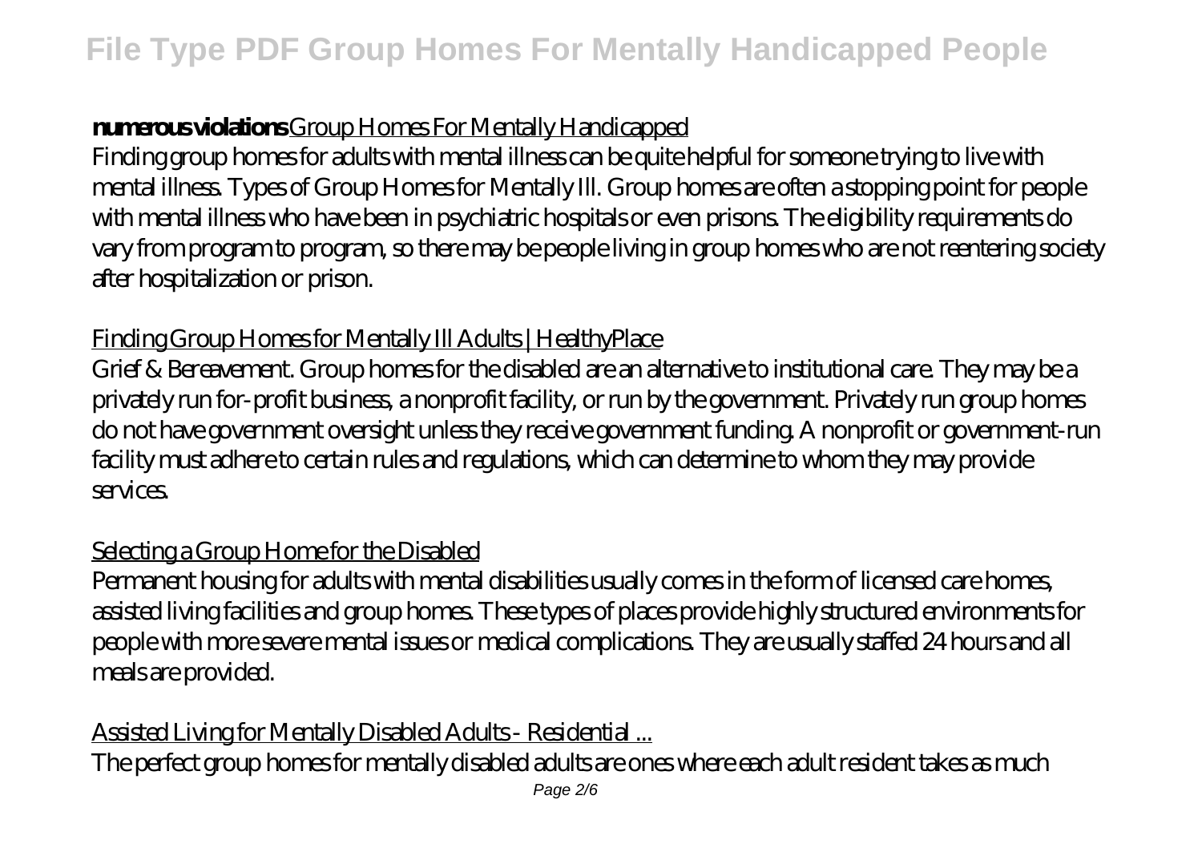**numerous violations** Group Homes For Mentally Handicapped

Finding group homes for adults with mental illness can be quite helpful for someone trying to live with mental illness. Types of Group Homes for Mentally Ill. Group homes are often a stopping point for people with mental illness who have been in psychiatric hospitals or even prisons. The eligibility requirements do vary from program to program, so there may be people living in group homes who are not reentering society after hospitalization or prison.

Finding Group Homes for Mentally Ill Adults | HealthyPlace

Grief & Bereavement. Group homes for the disabled are an alternative to institutional care. They may be a privately run for-profit business, a nonprofit facility, or run by the government. Privately run group homes do not have government oversight unless they receive government funding. A nonprofit or government-run facility must adhere to certain rules and regulations, which can determine to whom they may provide services.

Selecting a Group Home for the Disabled

Permanent housing for adults with mental disabilities usually comes in the form of licensed care homes, assisted living facilities and group homes. These types of places provide highly structured environments for people with more severe mental issues or medical complications. They are usually staffed 24 hours and all meals are provided.

Assisted Living for Mentally Disabled Adults - Residential ...

The perfect group homes for mentally disabled adults are ones where each adult resident takes as much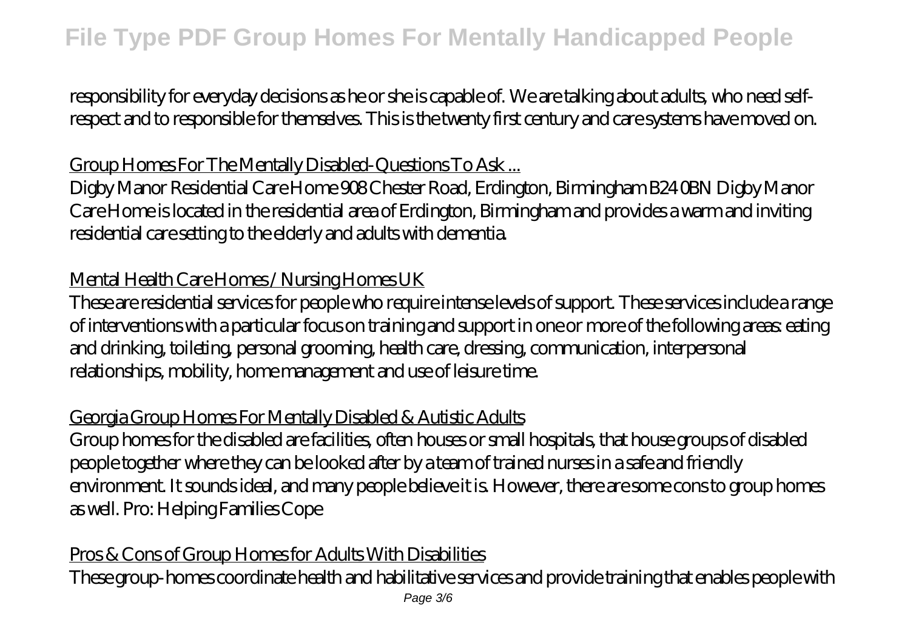responsibility for everyday decisions as he or she is capable of. We are talking about adults, who need self-respect and to responsible for themselves. This is the twenty first century and care systems have moved on.

Group Homes For The Mentally Disabled-Questions To Ask ...

Digby Manor Residential Care Home 908 Chester Road, Erdington, Birmingham B24 0BN Digby Manor Care Home is located in the residential area of Erdington, Birmingham and provides a warm and inviting residential care setting to the elderly and adults with dementia.

Mental Health Care Homes / Nursing Homes UK

These are residential services for people who require intense levels of support. These services include a range of interventions with a particular focus on training and support in one or more of the following areas: eating and drinking, toileting, personal grooming, health care, dressing, communication, interpersonal relationships, mobility, home management and use of leisure time.

Georgia Group Homes For Mentally Disabled & Autistic Adults

Group homes for the disabled are facilities, often houses or small hospitals, that house groups of disabled people together where they can be looked after by a team of trained nurses in a safe and friendly environment. It sounds ideal, and many people believe it is. However, there are some cons to group homes as well. Pro: Helping Families Cope

Pros & Cons of Group Homes for Adults With Disabilities

These group-homes coordinate health and habilitative services and provide training that enables people with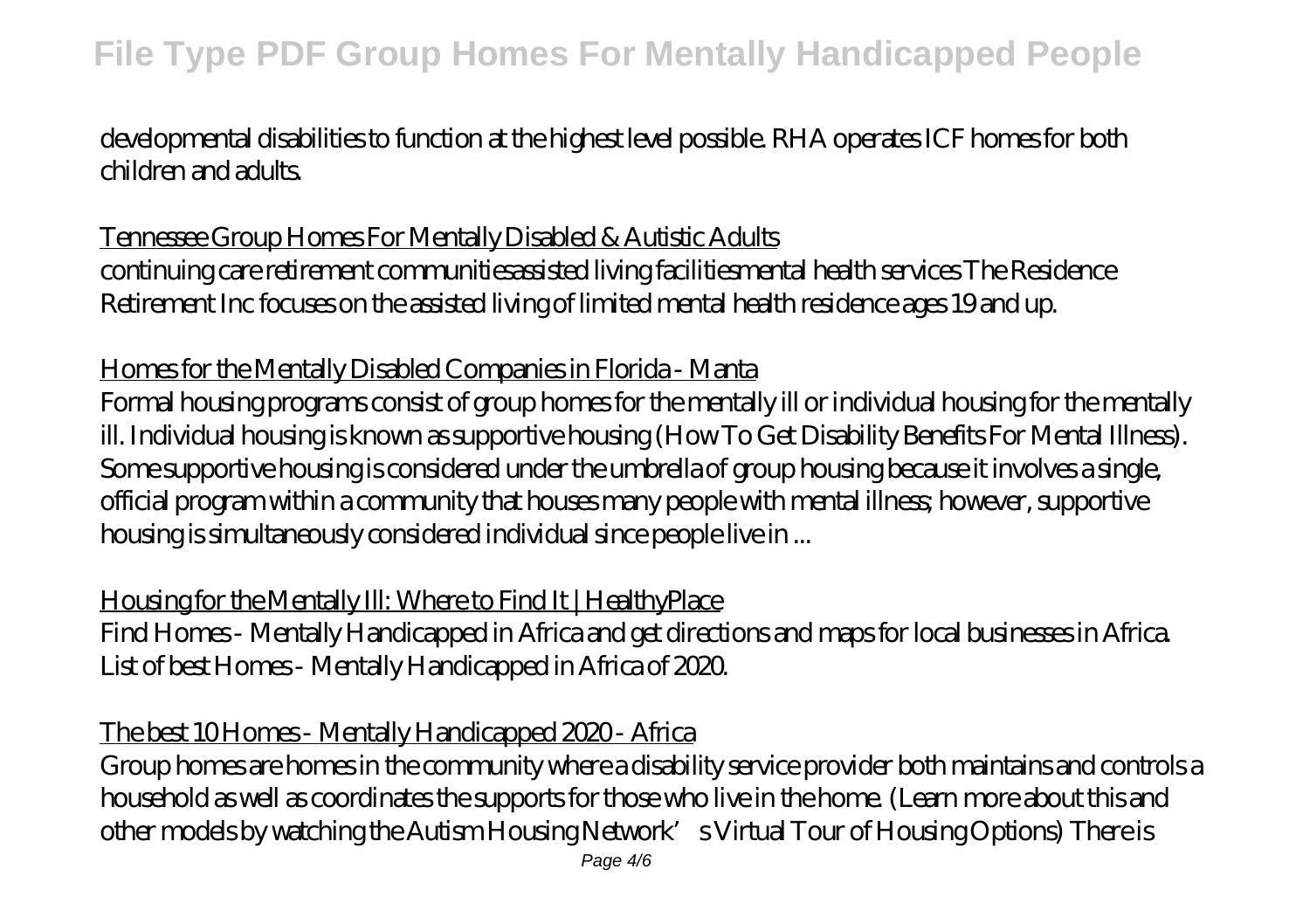developmental disabilities to function at the highest level possible. RHA operates ICF homes for both children and adults.

Tennessee Group Homes For Mentally Disabled & Autistic Adults

continuing care retirement communitiesassisted living facilitiesmental health services The Residence Retirement Inc focuses on the assisted living of limited mental health residence ages 19 and up.

Homes for the Mentally Disabled Companies in Florida - Manta

Formal housing programs consist of group homes for the mentally ill or individual housing for the mentally ill. Individual housing is known as supportive housing (How To Get Disability Benefits For Mental Illness). Some supportive housing is considered under the umbrella of group housing because it involves a single, official program within a community that houses many people with mental illness; however, supportive housing is simultaneously considered individual since people live in ...

Housing for the Mentally Ill: Where to Find It | HealthyPlace

Find Homes - Mentally Handicapped in Africa and get directions and maps for local businesses in Africa. List of best Homes - Mentally Handicapped in Africa of 2020.

The best 10 Homes - Mentally Handicapped 2020 - Africa

Group homes are homes in the community where a disability service provider both maintains and controls a household as well as coordinates the supports for those who live in the home. (Learn more about this and other models by watching the Autism Housing Network's Virtual Tour of Housing Options) There is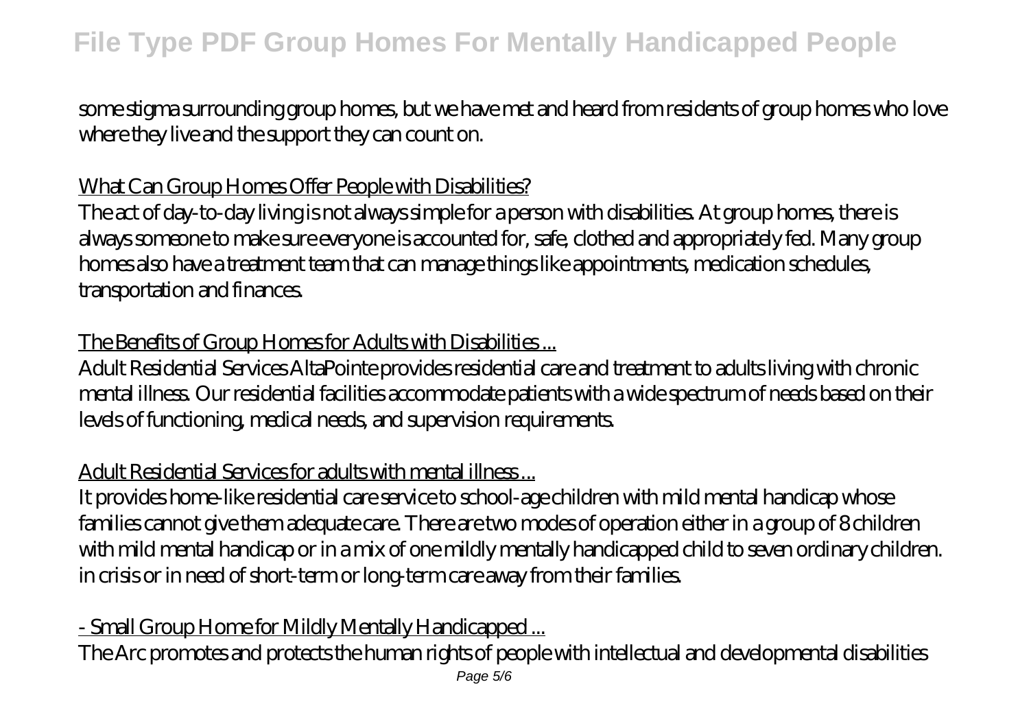some stigma surrounding group homes, but we have met and heard from residents of group homes who love where they live and the support they can count on.

What Can Group Homes Offer People with Disabilities?

The act of day-to-day living is not always simple for a person with disabilities. At group homes, there is always someone to make sure everyone is accounted for, safe, clothed and appropriately fed. Many group homes also have a treatment team that can manage things like appointments, medication schedules, transportation and finances.

The Benefits of Group Homes for Adults with Disabilities ...

Adult Residential Services AltaPointe provides residential care and treatment to adults living with chronic mental illness. Our residential facilities accommodate patients with a wide spectrum of needs based on their levels of functioning, medical needs, and supervision requirements.

Adult Residential Services for adults with mental illness ...

It provides home-like residential care service to school-age children with mild mental handicap whose families cannot give them adequate care. There are two modes of operation either in a group of 8 children with mild mental handicap or in a mix of one mildly mentally handicapped child to seven ordinary children. in crisis or in need of short-term or long-term care away from their families.

- Small Group Home for Mildly Mentally Handicapped ...

The Arc promotes and protects the human rights of people with intellectual and developmental disabilities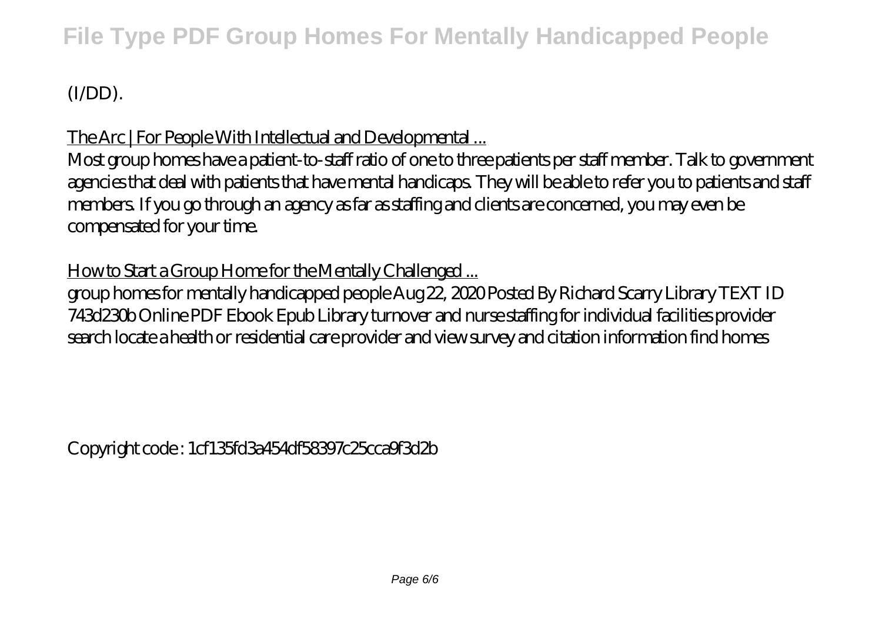(I/DD).

The Arc | For People With Intellectual and Developmental ...

Most group homes have a patient-to-staff ratio of one to three patients per staff member. Talk to government agencies that deal with patients that have mental handicaps. They will be able to refer you to patients and staff members. If you go through an agency as far as staffing and clients are concerned, you may even be compensated for your time.

How to Start a Group Home for the Mentally Challenged ...

group homes for mentally handicapped people Aug 22, 2020 Posted By Richard Scarry Library TEXT ID 743d230b Online PDF Ebook Epub Library turnover and nurse staffing for individual facilities provider search locate a health or residential care provider and view survey and citation information find homes

Copyright code : 1cf135fd3a454df58397c25cca9f3d2b